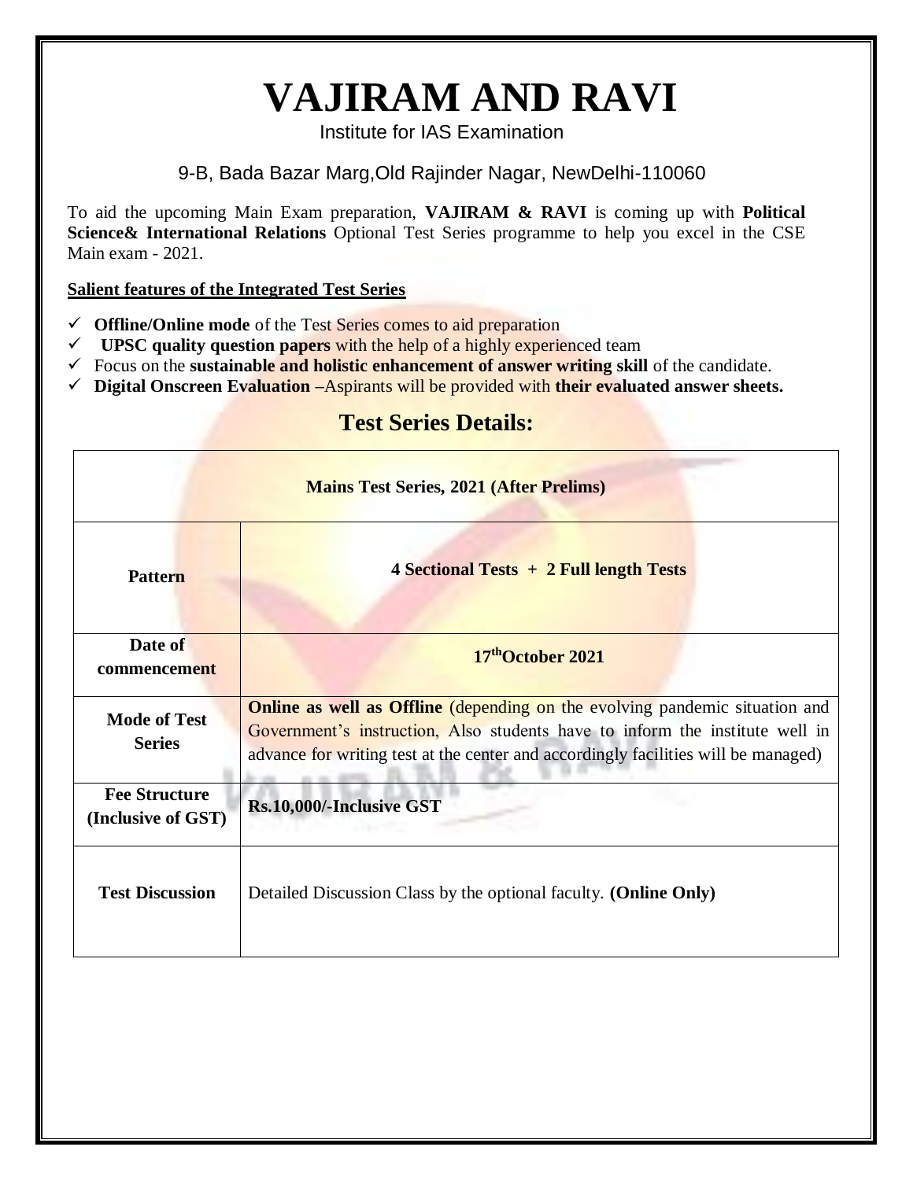# VAJIRAM AND RAVI

Institute for IAS Examination

9-B, Bada Bazar Marg,Old Rajinder Nagar, NewDelhi-110060

To aid the upcoming Main Exam preparation, **VAJIRAM & RAVI** is coming up with **Political Science& International Relations** Optional Test Series programme to help you excel in the CSE Main exam - 2021.

**Salient features of the Integrated Test Series**

- ✓ **Offline/Online mode** of the Test Series comes to aid preparation
- ✓ **UPSC quality question papers** with the help of a highly experienced team
- ✓ Focus on the **sustainable and holistic enhancement of answer writing skill** of the candidate.
- ✓ **Digital Onscreen Evaluation** –Aspirants will be provided with **their evaluated answer sheets.**

## Test Series Details:

| **Mains Test Series, 2021 (After Prelims)** | |
|---|---|
| **Pattern** | **4 Sectional Tests + 2 Full length Tests** |
| **Date of commencement** | **17th October 2021** |
| **Mode of Test Series** | **Online as well as Offline** (depending on the evolving pandemic situation and Government's instruction, Also students have to inform the institute well in advance for writing test at the center and accordingly facilities will be managed) |
| **Fee Structure (Inclusive of GST)** | **Rs.10,000/-Inclusive GST** |
| **Test Discussion** | Detailed Discussion Class by the optional faculty. **(Online Only)** |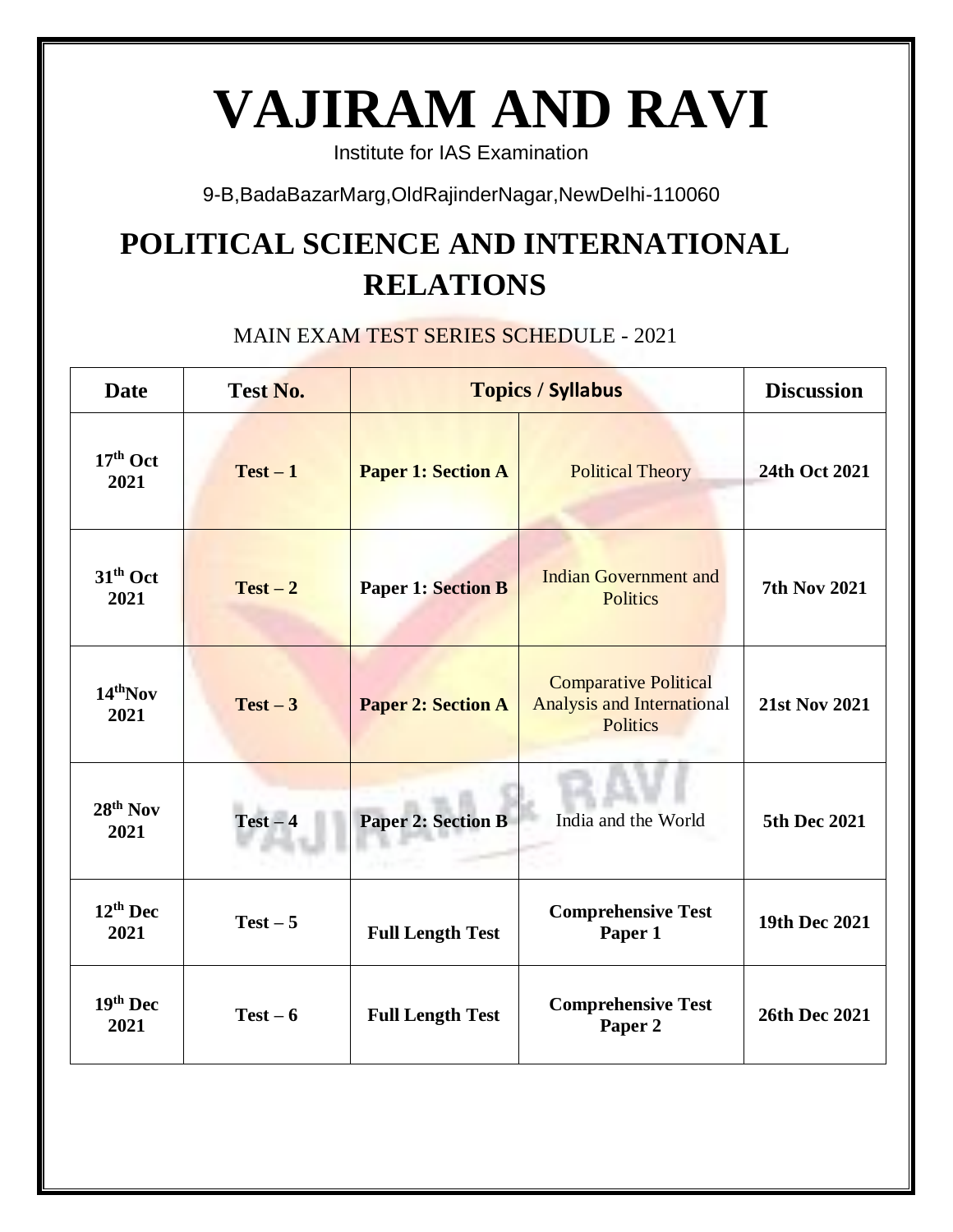# VAJIRAM AND RAVI

Institute for IAS Examination

9-B,BadaBazarMarg,OldRajinderNagar,NewDelhi-110060

## POLITICAL SCIENCE AND INTERNATIONAL RELATIONS

MAIN EXAM TEST SERIES SCHEDULE - 2021

| Date | Test No. | Topics / Syllabus | | Discussion |
|---|---|---|---|---|
| 17th Oct 2021 | Test – 1 | Paper 1: Section A | Political Theory | 24th Oct 2021 |
| 31th Oct 2021 | Test – 2 | Paper 1: Section B | Indian Government and Politics | 7th Nov 2021 |
| 14thNov 2021 | Test – 3 | Paper 2: Section A | Comparative Political Analysis and International Politics | 21st Nov 2021 |
| 28th Nov 2021 | Test – 4 | Paper 2: Section B | India and the World | 5th Dec 2021 |
| 12th Dec 2021 | Test – 5 | Full Length Test | Comprehensive Test Paper 1 | 19th Dec 2021 |
| 19th Dec 2021 | Test – 6 | Full Length Test | Comprehensive Test Paper 2 | 26th Dec 2021 |